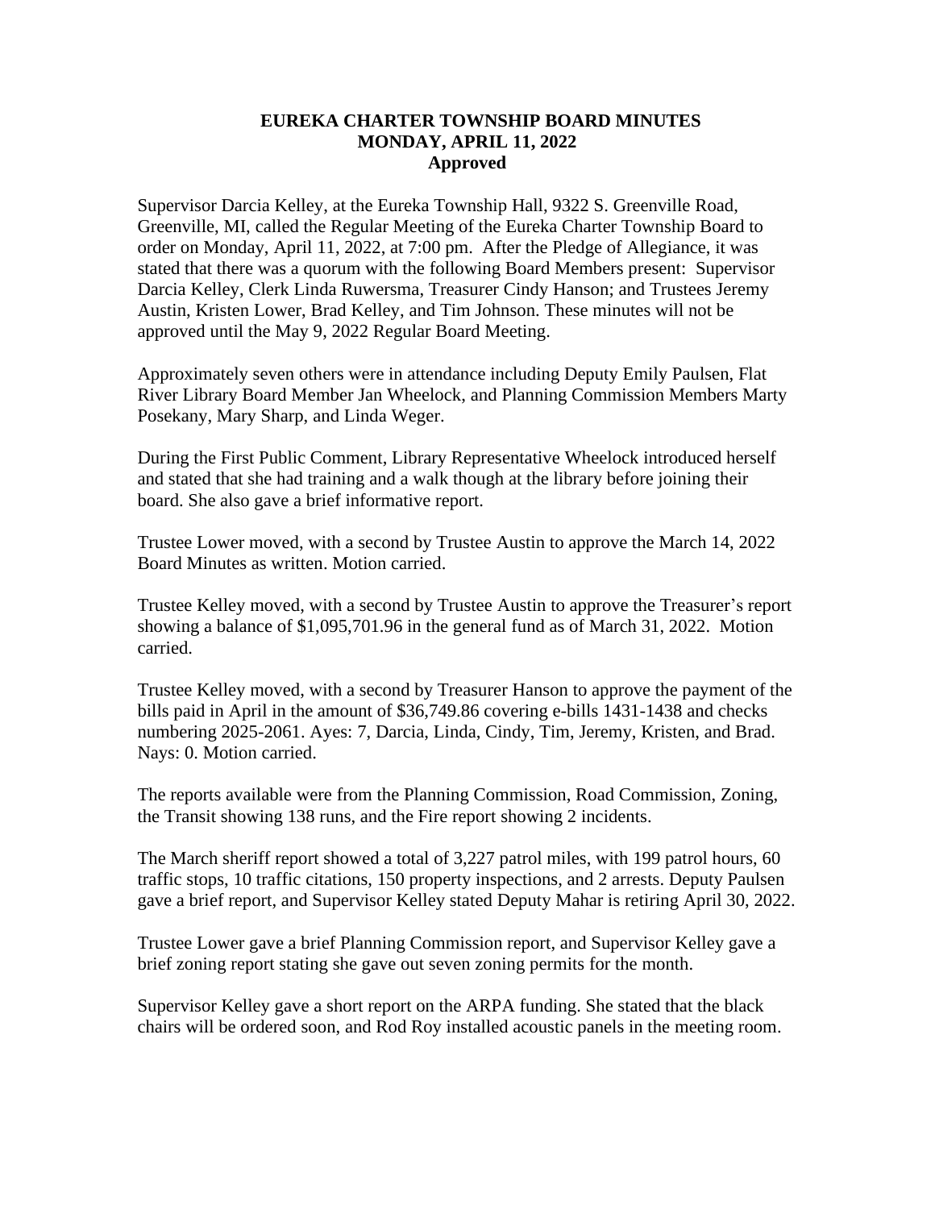# EUREKA CHARTER TOWNSHIP BOARD MINUTES
## MONDAY, APRIL 11, 2022
### Approved

Supervisor Darcia Kelley, at the Eureka Township Hall, 9322 S. Greenville Road, Greenville, MI, called the Regular Meeting of the Eureka Charter Township Board to order on Monday, April 11, 2022, at 7:00 pm. After the Pledge of Allegiance, it was stated that there was a quorum with the following Board Members present: Supervisor Darcia Kelley, Clerk Linda Ruwersma, Treasurer Cindy Hanson; and Trustees Jeremy Austin, Kristen Lower, Brad Kelley, and Tim Johnson. These minutes will not be approved until the May 9, 2022 Regular Board Meeting.

Approximately seven others were in attendance including Deputy Emily Paulsen, Flat River Library Board Member Jan Wheelock, and Planning Commission Members Marty Posekany, Mary Sharp, and Linda Weger.

During the First Public Comment, Library Representative Wheelock introduced herself and stated that she had training and a walk though at the library before joining their board. She also gave a brief informative report.

Trustee Lower moved, with a second by Trustee Austin to approve the March 14, 2022 Board Minutes as written. Motion carried.

Trustee Kelley moved, with a second by Trustee Austin to approve the Treasurer's report showing a balance of $1,095,701.96 in the general fund as of March 31, 2022. Motion carried.

Trustee Kelley moved, with a second by Treasurer Hanson to approve the payment of the bills paid in April in the amount of $36,749.86 covering e-bills 1431-1438 and checks numbering 2025-2061. Ayes: 7, Darcia, Linda, Cindy, Tim, Jeremy, Kristen, and Brad. Nays: 0. Motion carried.

The reports available were from the Planning Commission, Road Commission, Zoning, the Transit showing 138 runs, and the Fire report showing 2 incidents.

The March sheriff report showed a total of 3,227 patrol miles, with 199 patrol hours, 60 traffic stops, 10 traffic citations, 150 property inspections, and 2 arrests. Deputy Paulsen gave a brief report, and Supervisor Kelley stated Deputy Mahar is retiring April 30, 2022.

Trustee Lower gave a brief Planning Commission report, and Supervisor Kelley gave a brief zoning report stating she gave out seven zoning permits for the month.

Supervisor Kelley gave a short report on the ARPA funding. She stated that the black chairs will be ordered soon, and Rod Roy installed acoustic panels in the meeting room.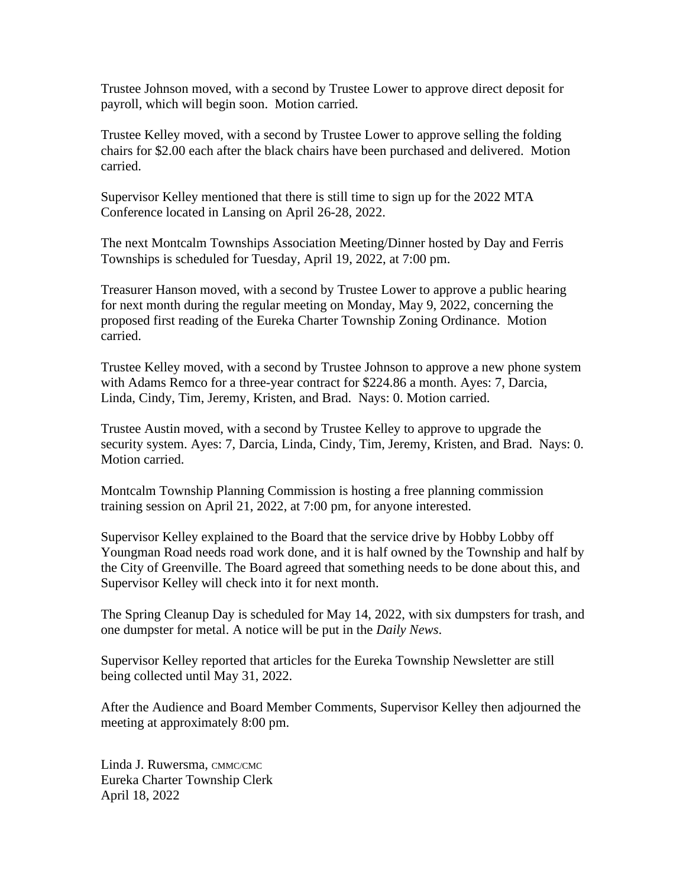Trustee Johnson moved, with a second by Trustee Lower to approve direct deposit for payroll, which will begin soon. Motion carried.

Trustee Kelley moved, with a second by Trustee Lower to approve selling the folding chairs for $2.00 each after the black chairs have been purchased and delivered. Motion carried.

Supervisor Kelley mentioned that there is still time to sign up for the 2022 MTA Conference located in Lansing on April 26-28, 2022.

The next Montcalm Townships Association Meeting/Dinner hosted by Day and Ferris Townships is scheduled for Tuesday, April 19, 2022, at 7:00 pm.

Treasurer Hanson moved, with a second by Trustee Lower to approve a public hearing for next month during the regular meeting on Monday, May 9, 2022, concerning the proposed first reading of the Eureka Charter Township Zoning Ordinance. Motion carried.

Trustee Kelley moved, with a second by Trustee Johnson to approve a new phone system with Adams Remco for a three-year contract for $224.86 a month. Ayes: 7, Darcia, Linda, Cindy, Tim, Jeremy, Kristen, and Brad. Nays: 0. Motion carried.

Trustee Austin moved, with a second by Trustee Kelley to approve to upgrade the security system. Ayes: 7, Darcia, Linda, Cindy, Tim, Jeremy, Kristen, and Brad. Nays: 0. Motion carried.

Montcalm Township Planning Commission is hosting a free planning commission training session on April 21, 2022, at 7:00 pm, for anyone interested.

Supervisor Kelley explained to the Board that the service drive by Hobby Lobby off Youngman Road needs road work done, and it is half owned by the Township and half by the City of Greenville. The Board agreed that something needs to be done about this, and Supervisor Kelley will check into it for next month.

The Spring Cleanup Day is scheduled for May 14, 2022, with six dumpsters for trash, and one dumpster for metal. A notice will be put in the *Daily News*.

Supervisor Kelley reported that articles for the Eureka Township Newsletter are still being collected until May 31, 2022.

After the Audience and Board Member Comments, Supervisor Kelley then adjourned the meeting at approximately 8:00 pm.

Linda J. Ruwersma, CMMC/CMC
Eureka Charter Township Clerk
April 18, 2022